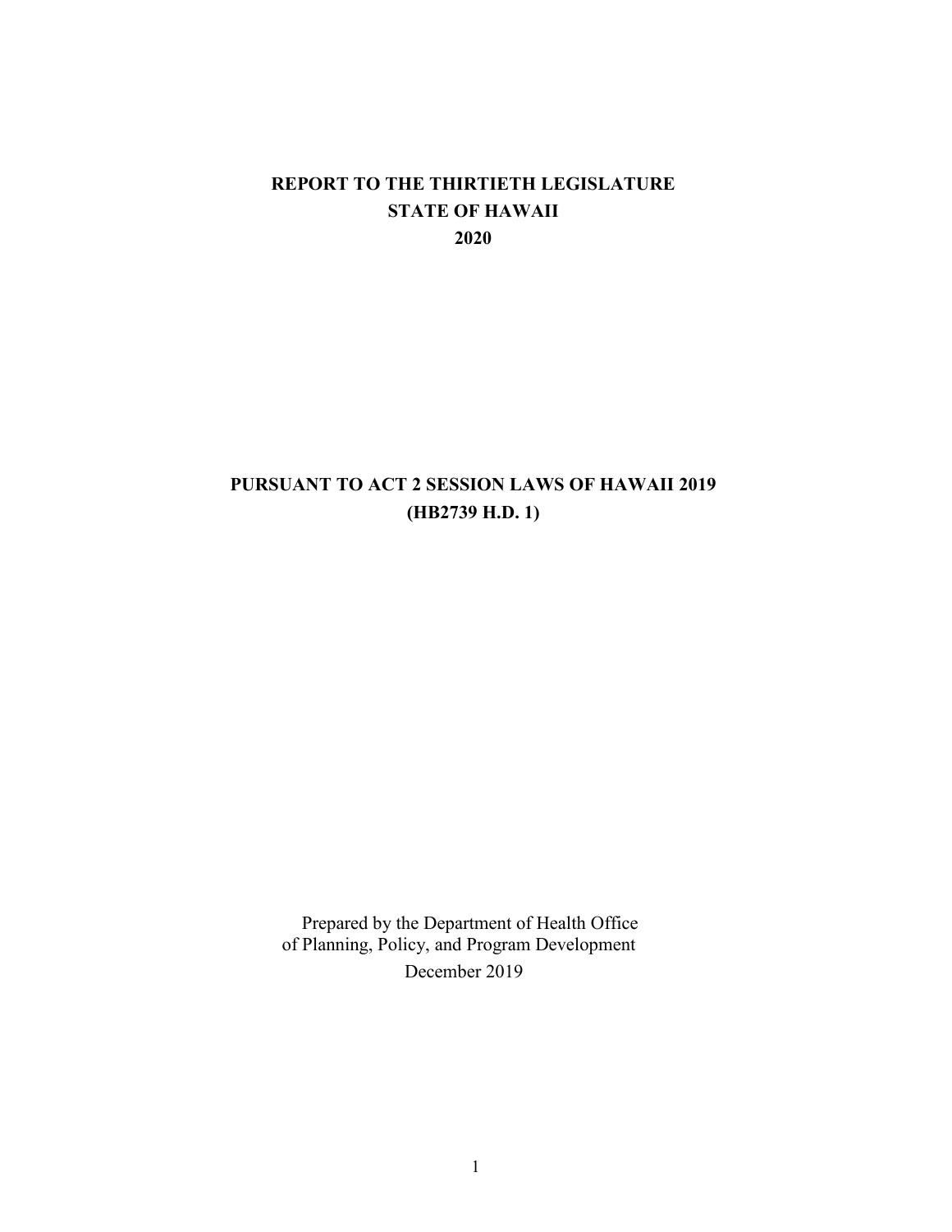# REPORT TO THE THIRTIETH LEGISLATURE
# STATE OF HAWAII
# 2020

## PURSUANT TO ACT 2 SESSION LAWS OF HAWAII 2019
## (HB2739 H.D. 1)

Prepared by the Department of Health Office of Planning, Policy, and Program Development

December 2019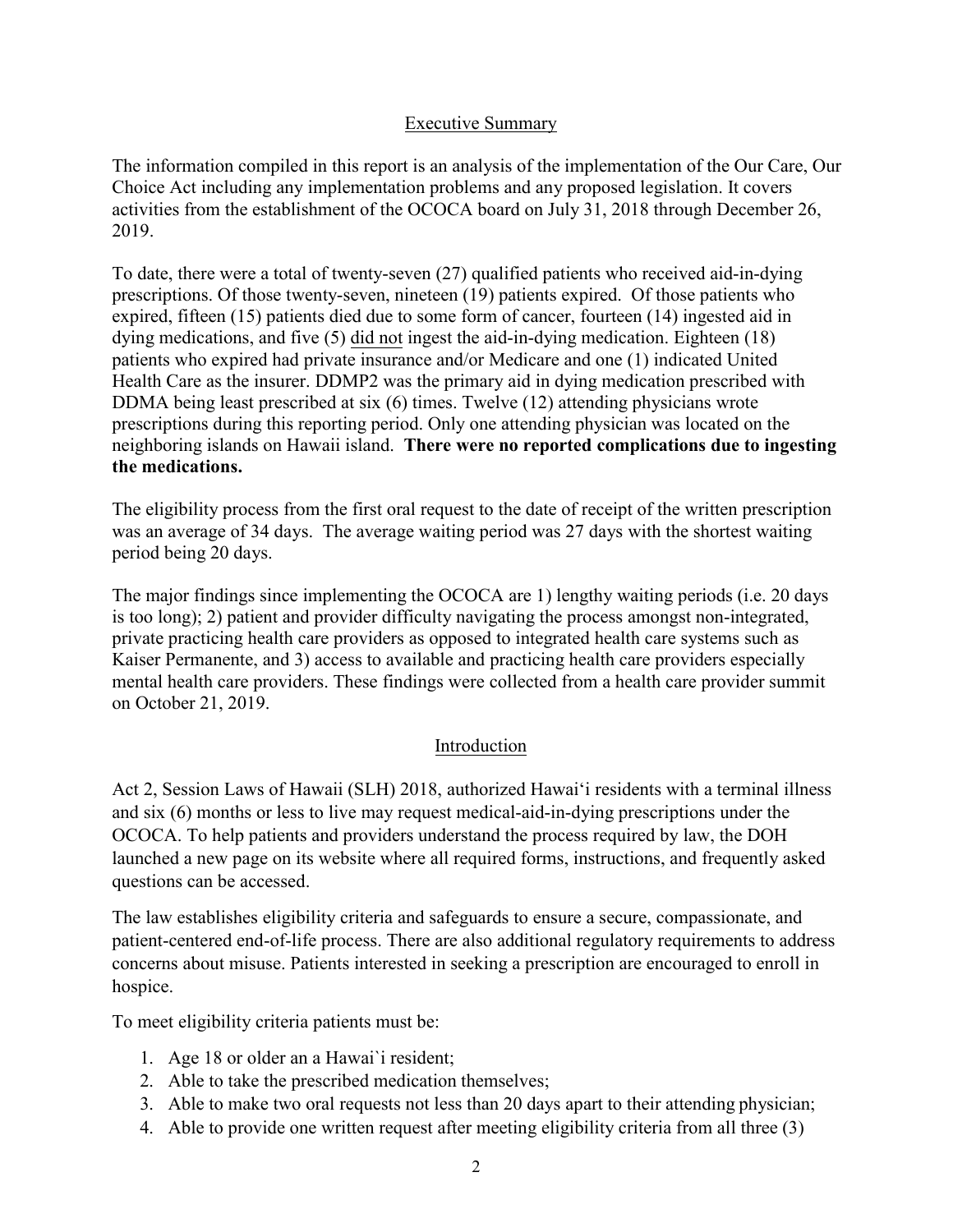## Executive Summary

The information compiled in this report is an analysis of the implementation of the Our Care, Our Choice Act including any implementation problems and any proposed legislation. It covers activities from the establishment of the OCOCA board on July 31, 2018 through December 26, 2019.

To date, there were a total of twenty-seven (27) qualified patients who received aid-in-dying prescriptions. Of those twenty-seven, nineteen (19) patients expired. Of those patients who expired, fifteen (15) patients died due to some form of cancer, fourteen (14) ingested aid in dying medications, and five (5) did not ingest the aid-in-dying medication. Eighteen (18) patients who expired had private insurance and/or Medicare and one (1) indicated United Health Care as the insurer. DDMP2 was the primary aid in dying medication prescribed with DDMA being least prescribed at six (6) times. Twelve (12) attending physicians wrote prescriptions during this reporting period. Only one attending physician was located on the neighboring islands on Hawaii island. **There were no reported complications due to ingesting the medications.**

The eligibility process from the first oral request to the date of receipt of the written prescription was an average of 34 days. The average waiting period was 27 days with the shortest waiting period being 20 days.

The major findings since implementing the OCOCA are 1) lengthy waiting periods (i.e. 20 days is too long); 2) patient and provider difficulty navigating the process amongst non-integrated, private practicing health care providers as opposed to integrated health care systems such as Kaiser Permanente, and 3) access to available and practicing health care providers especially mental health care providers. These findings were collected from a health care provider summit on October 21, 2019.

## Introduction

Act 2, Session Laws of Hawaii (SLH) 2018, authorized Hawaiʻi residents with a terminal illness and six (6) months or less to live may request medical-aid-in-dying prescriptions under the OCOCA. To help patients and providers understand the process required by law, the DOH launched a new page on its website where all required forms, instructions, and frequently asked questions can be accessed.

The law establishes eligibility criteria and safeguards to ensure a secure, compassionate, and patient-centered end-of-life process. There are also additional regulatory requirements to address concerns about misuse. Patients interested in seeking a prescription are encouraged to enroll in hospice.

To meet eligibility criteria patients must be:

1. Age 18 or older an a Hawai`i resident;
2. Able to take the prescribed medication themselves;
3. Able to make two oral requests not less than 20 days apart to their attending physician;
4. Able to provide one written request after meeting eligibility criteria from all three (3)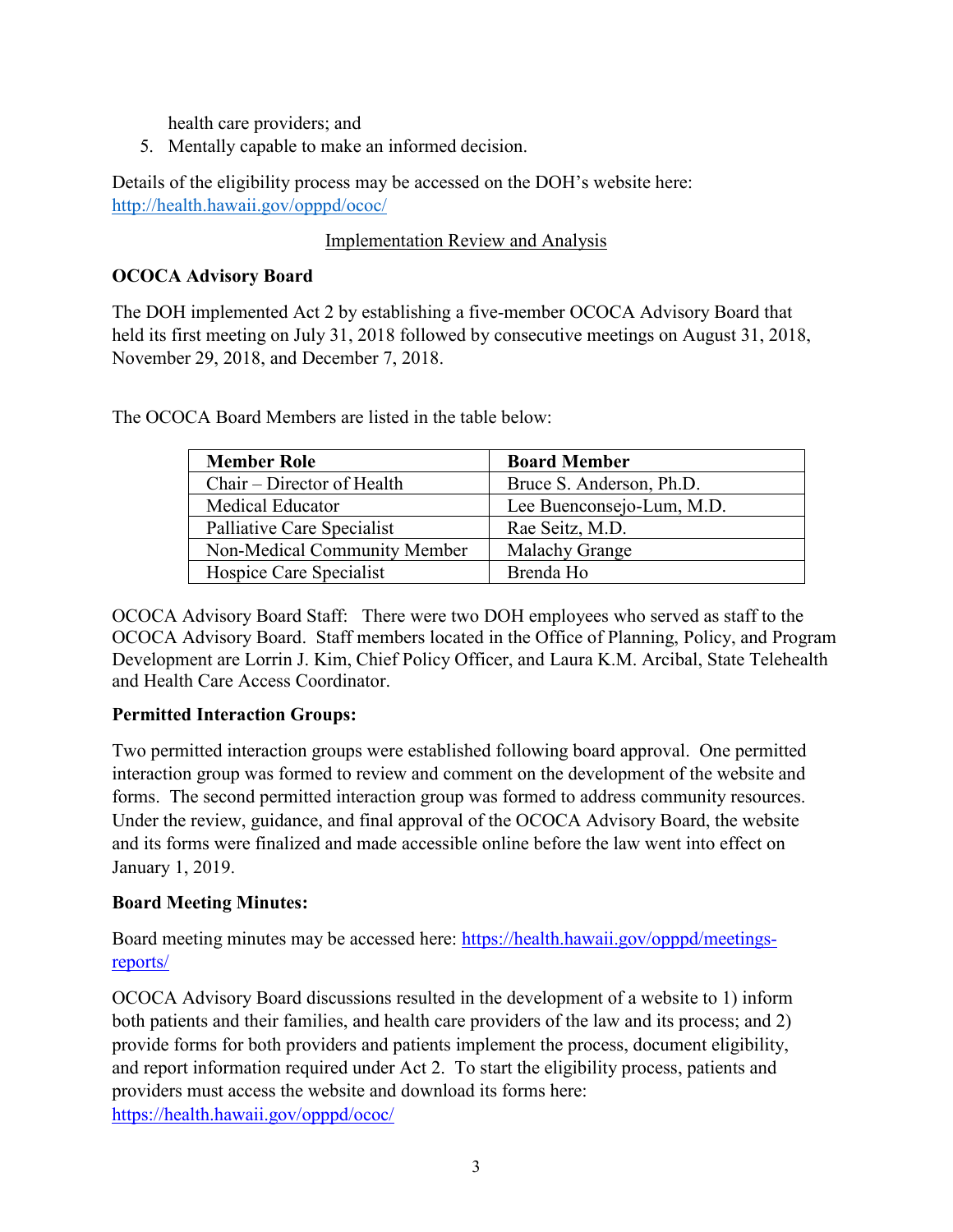health care providers; and

5. Mentally capable to make an informed decision.

Details of the eligibility process may be accessed on the DOH's website here: http://health.hawaii.gov/opppd/ococ/

Implementation Review and Analysis

**OCOCA Advisory Board**

The DOH implemented Act 2 by establishing a five-member OCOCA Advisory Board that held its first meeting on July 31, 2018 followed by consecutive meetings on August 31, 2018, November 29, 2018, and December 7, 2018.

The OCOCA Board Members are listed in the table below:

| Member Role | Board Member |
|---|---|
| Chair – Director of Health | Bruce S. Anderson, Ph.D. |
| Medical Educator | Lee Buenconsejo-Lum, M.D. |
| Palliative Care Specialist | Rae Seitz, M.D. |
| Non-Medical Community Member | Malachy Grange |
| Hospice Care Specialist | Brenda Ho |

OCOCA Advisory Board Staff: There were two DOH employees who served as staff to the OCOCA Advisory Board. Staff members located in the Office of Planning, Policy, and Program Development are Lorrin J. Kim, Chief Policy Officer, and Laura K.M. Arcibal, State Telehealth and Health Care Access Coordinator.

**Permitted Interaction Groups:**

Two permitted interaction groups were established following board approval. One permitted interaction group was formed to review and comment on the development of the website and forms. The second permitted interaction group was formed to address community resources. Under the review, guidance, and final approval of the OCOCA Advisory Board, the website and its forms were finalized and made accessible online before the law went into effect on January 1, 2019.

**Board Meeting Minutes:**

Board meeting minutes may be accessed here: https://health.hawaii.gov/opppd/meetings-reports/

OCOCA Advisory Board discussions resulted in the development of a website to 1) inform both patients and their families, and health care providers of the law and its process; and 2) provide forms for both providers and patients implement the process, document eligibility, and report information required under Act 2. To start the eligibility process, patients and providers must access the website and download its forms here: https://health.hawaii.gov/opppd/ococ/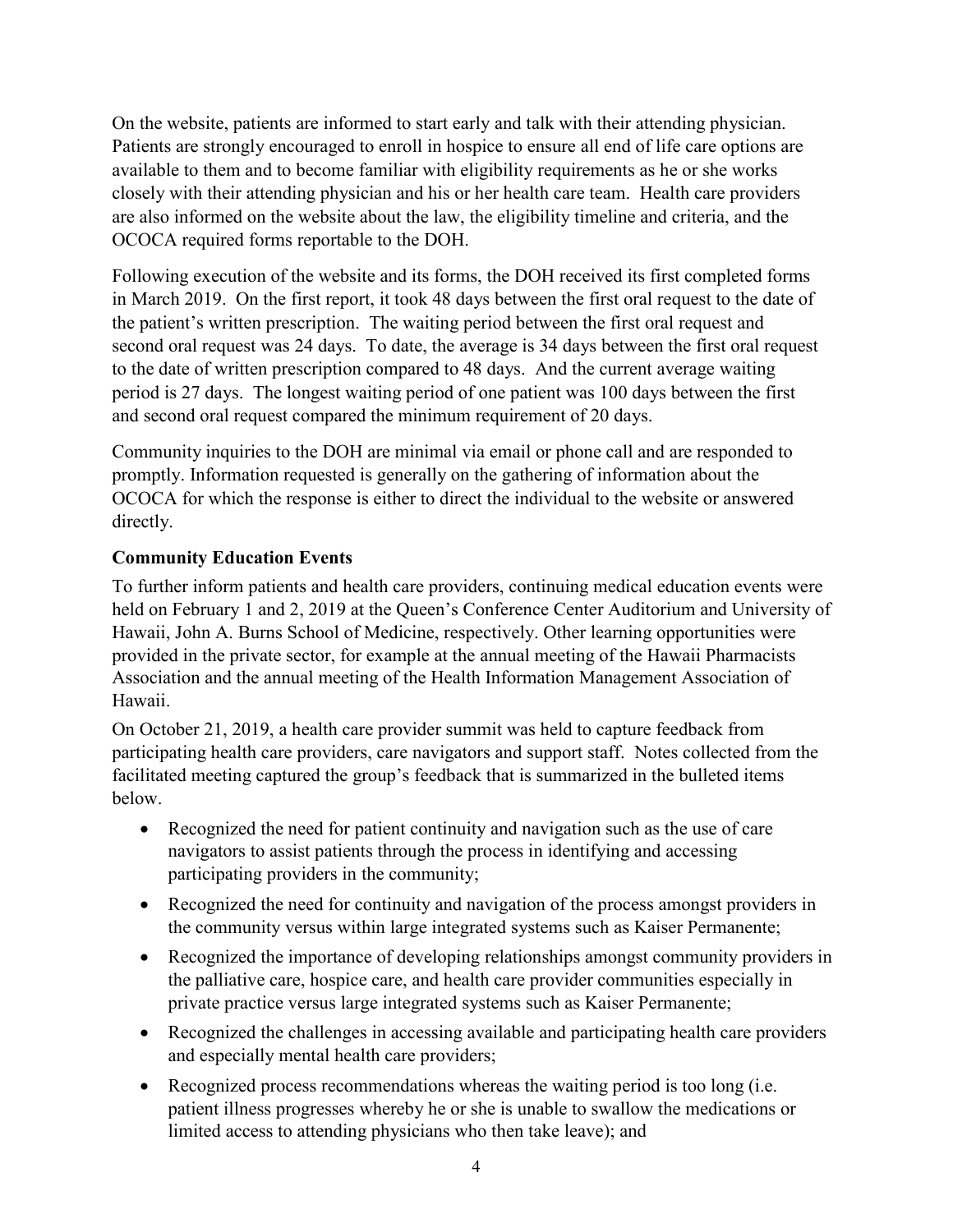On the website, patients are informed to start early and talk with their attending physician. Patients are strongly encouraged to enroll in hospice to ensure all end of life care options are available to them and to become familiar with eligibility requirements as he or she works closely with their attending physician and his or her health care team. Health care providers are also informed on the website about the law, the eligibility timeline and criteria, and the OCOCA required forms reportable to the DOH.

Following execution of the website and its forms, the DOH received its first completed forms in March 2019. On the first report, it took 48 days between the first oral request to the date of the patient's written prescription. The waiting period between the first oral request and second oral request was 24 days. To date, the average is 34 days between the first oral request to the date of written prescription compared to 48 days. And the current average waiting period is 27 days. The longest waiting period of one patient was 100 days between the first and second oral request compared the minimum requirement of 20 days.

Community inquiries to the DOH are minimal via email or phone call and are responded to promptly. Information requested is generally on the gathering of information about the OCOCA for which the response is either to direct the individual to the website or answered directly.

**Community Education Events**

To further inform patients and health care providers, continuing medical education events were held on February 1 and 2, 2019 at the Queen's Conference Center Auditorium and University of Hawaii, John A. Burns School of Medicine, respectively. Other learning opportunities were provided in the private sector, for example at the annual meeting of the Hawaii Pharmacists Association and the annual meeting of the Health Information Management Association of Hawaii.

On October 21, 2019, a health care provider summit was held to capture feedback from participating health care providers, care navigators and support staff. Notes collected from the facilitated meeting captured the group's feedback that is summarized in the bulleted items below.

- Recognized the need for patient continuity and navigation such as the use of care navigators to assist patients through the process in identifying and accessing participating providers in the community;
- Recognized the need for continuity and navigation of the process amongst providers in the community versus within large integrated systems such as Kaiser Permanente;
- Recognized the importance of developing relationships amongst community providers in the palliative care, hospice care, and health care provider communities especially in private practice versus large integrated systems such as Kaiser Permanente;
- Recognized the challenges in accessing available and participating health care providers and especially mental health care providers;
- Recognized process recommendations whereas the waiting period is too long (i.e. patient illness progresses whereby he or she is unable to swallow the medications or limited access to attending physicians who then take leave); and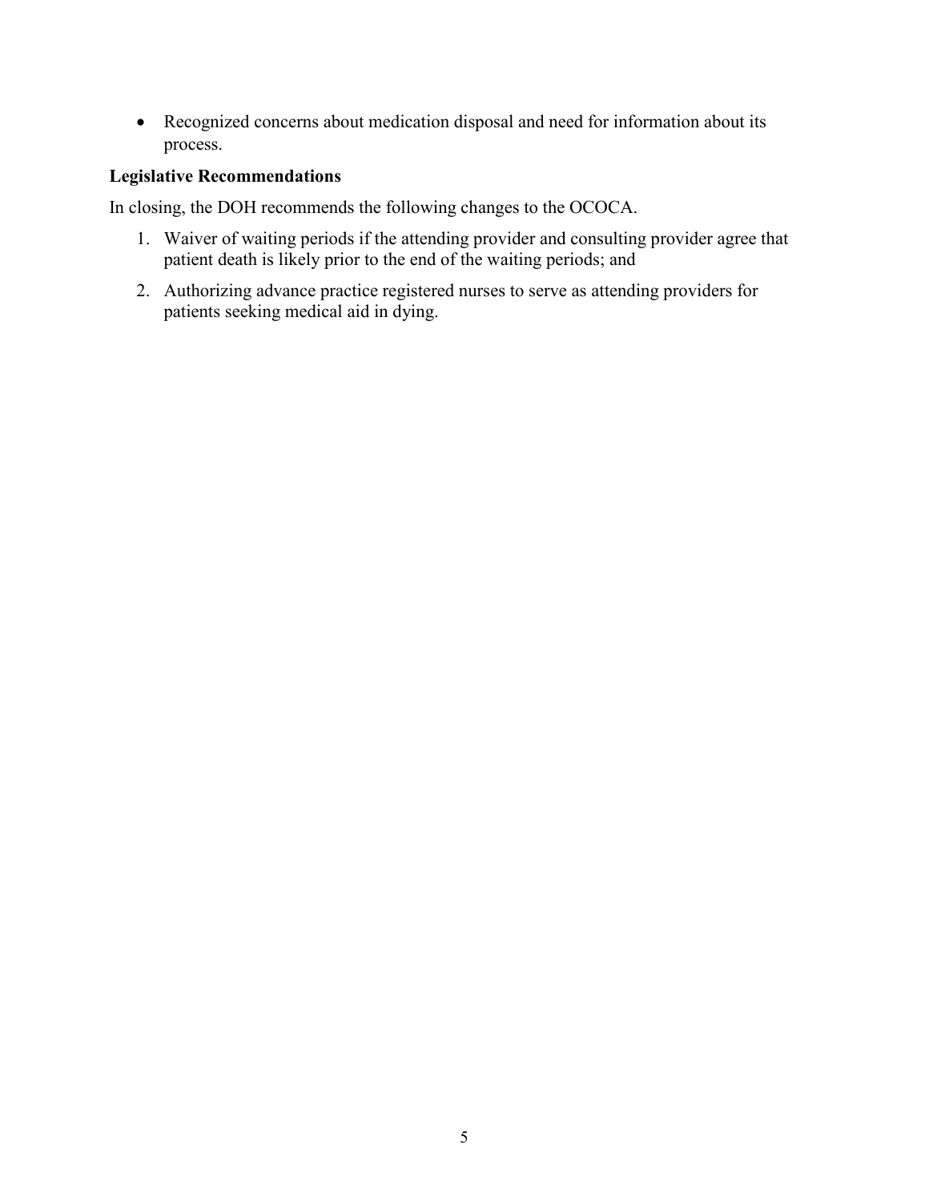- Recognized concerns about medication disposal and need for information about its process.

### Legislative Recommendations

In closing, the DOH recommends the following changes to the OCOCA.

1. Waiver of waiting periods if the attending provider and consulting provider agree that patient death is likely prior to the end of the waiting periods; and
2. Authorizing advance practice registered nurses to serve as attending providers for patients seeking medical aid in dying.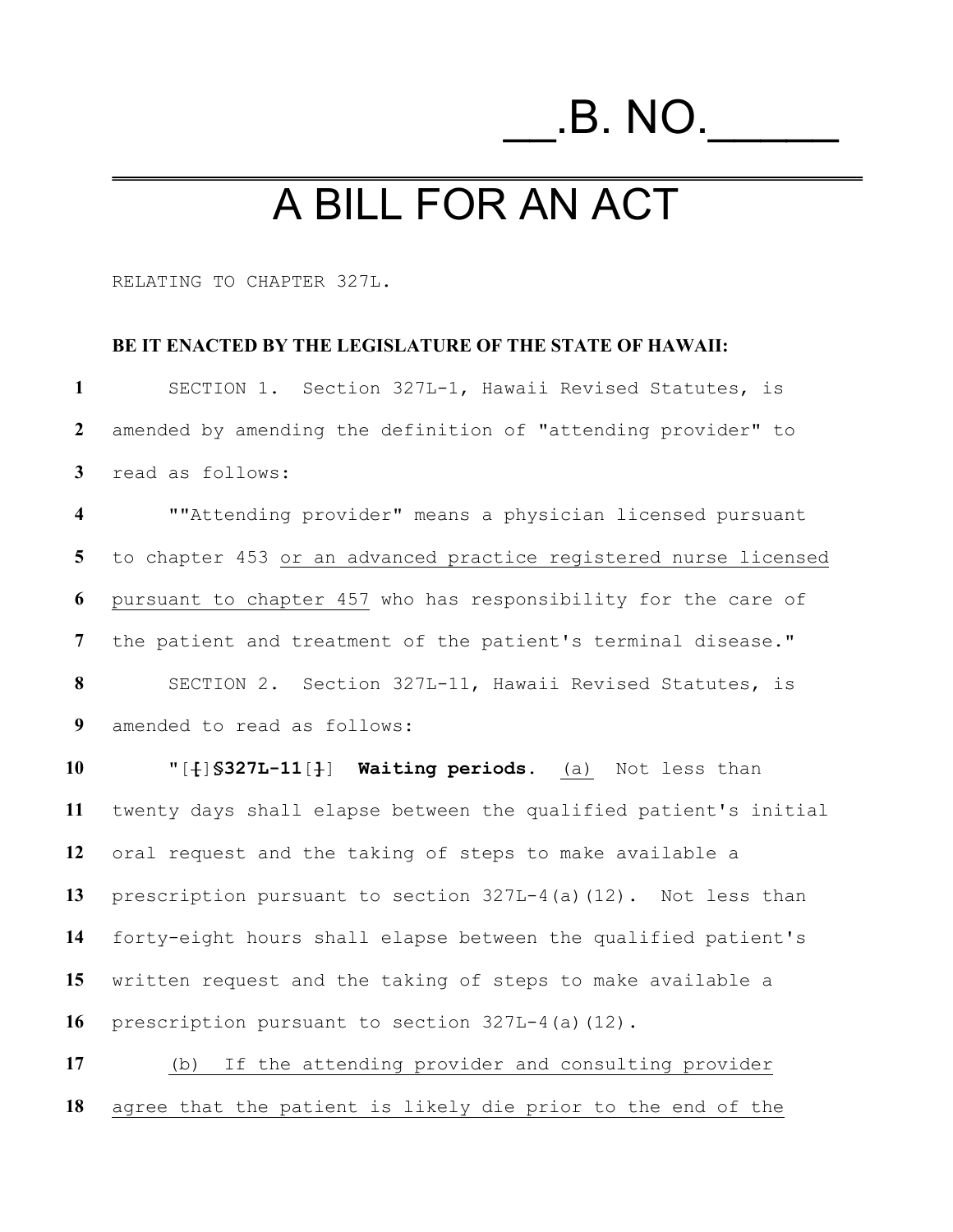# __.B. NO._____

# A BILL FOR AN ACT

RELATING TO CHAPTER 327L.

**BE IT ENACTED BY THE LEGISLATURE OF THE STATE OF HAWAII:**

SECTION 1. Section 327L-1, Hawaii Revised Statutes, is amended by amending the definition of "attending provider" to read as follows:

""Attending provider" means a physician licensed pursuant to chapter 453 or an advanced practice registered nurse licensed pursuant to chapter 457 who has responsibility for the care of the patient and treatment of the patient's terminal disease."

SECTION 2. Section 327L-11, Hawaii Revised Statutes, is amended to read as follows:

"[[]**§327L-11**[]] **Waiting periods.** (a) Not less than twenty days shall elapse between the qualified patient's initial oral request and the taking of steps to make available a prescription pursuant to section 327L-4(a)(12). Not less than forty-eight hours shall elapse between the qualified patient's written request and the taking of steps to make available a prescription pursuant to section 327L-4(a)(12).

(b) If the attending provider and consulting provider agree that the patient is likely die prior to the end of the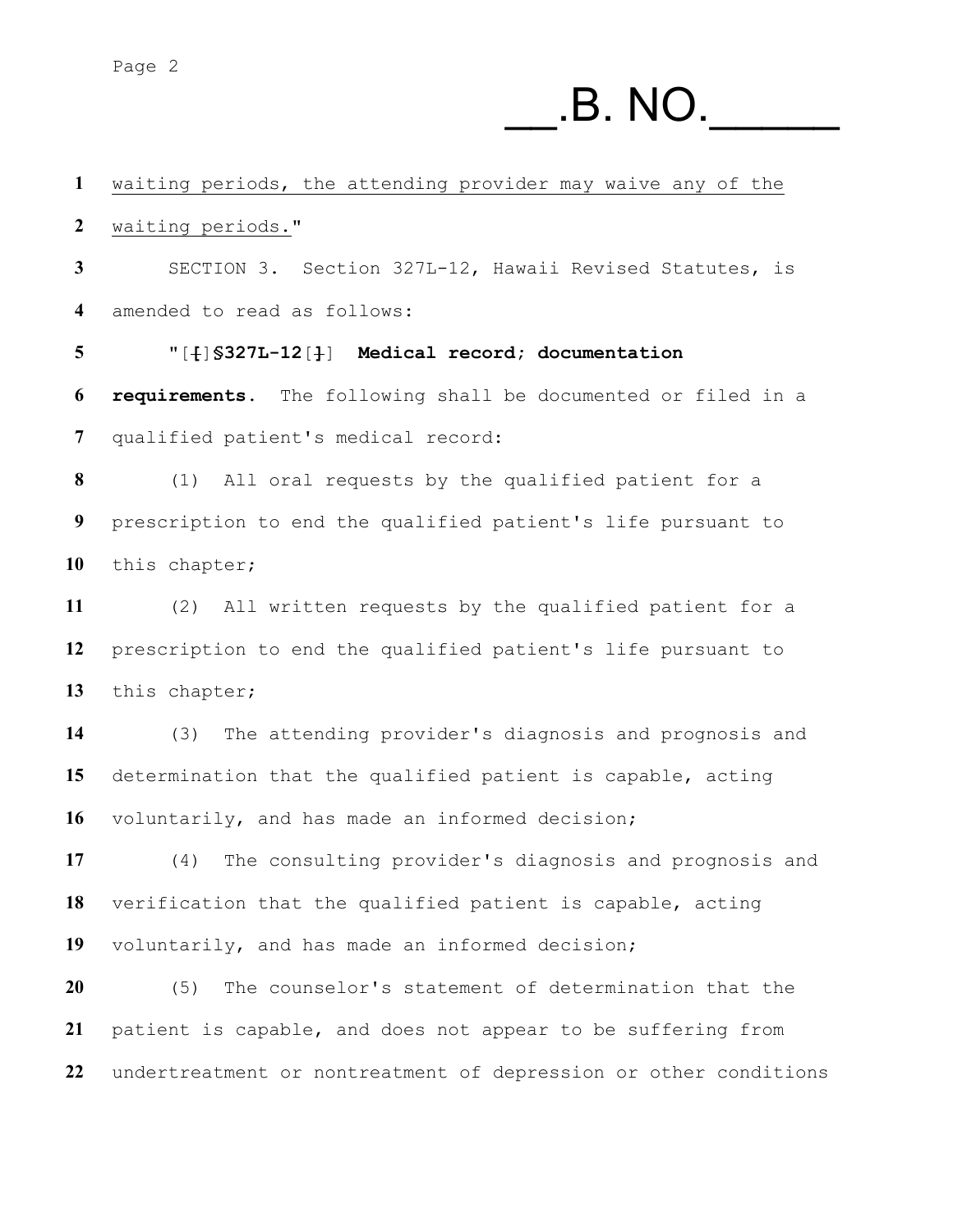waiting periods, the attending provider may waive any of the waiting periods."

SECTION 3. Section 327L-12, Hawaii Revised Statutes, is amended to read as follows:

"[[]**§327L-12**[]] **Medical record; documentation requirements.** The following shall be documented or filed in a qualified patient's medical record:

(1) All oral requests by the qualified patient for a prescription to end the qualified patient's life pursuant to this chapter;

(2) All written requests by the qualified patient for a prescription to end the qualified patient's life pursuant to this chapter;

(3) The attending provider's diagnosis and prognosis and determination that the qualified patient is capable, acting voluntarily, and has made an informed decision;

(4) The consulting provider's diagnosis and prognosis and verification that the qualified patient is capable, acting voluntarily, and has made an informed decision;

(5) The counselor's statement of determination that the patient is capable, and does not appear to be suffering from undertreatment or nontreatment of depression or other conditions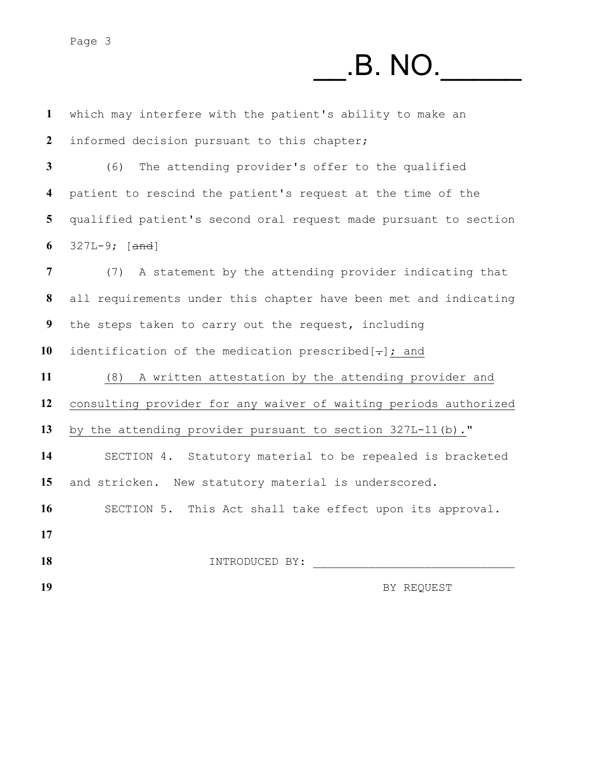which may interfere with the patient's ability to make an informed decision pursuant to this chapter;

(6) The attending provider's offer to the qualified patient to rescind the patient's request at the time of the qualified patient's second oral request made pursuant to section 327L-9; [~~and~~]

(7) A statement by the attending provider indicating that all requirements under this chapter have been met and indicating the steps taken to carry out the request, including identification of the medication prescribed[~~.~~]<u>; and</u>

<u>(8) A written attestation by the attending provider and consulting provider for any waiver of waiting periods authorized by the attending provider pursuant to section 327L-11(b).</u>"

SECTION 4. Statutory material to be repealed is bracketed and stricken. New statutory material is underscored.

SECTION 5. This Act shall take effect upon its approval.

INTRODUCED BY: _____________________________

BY REQUEST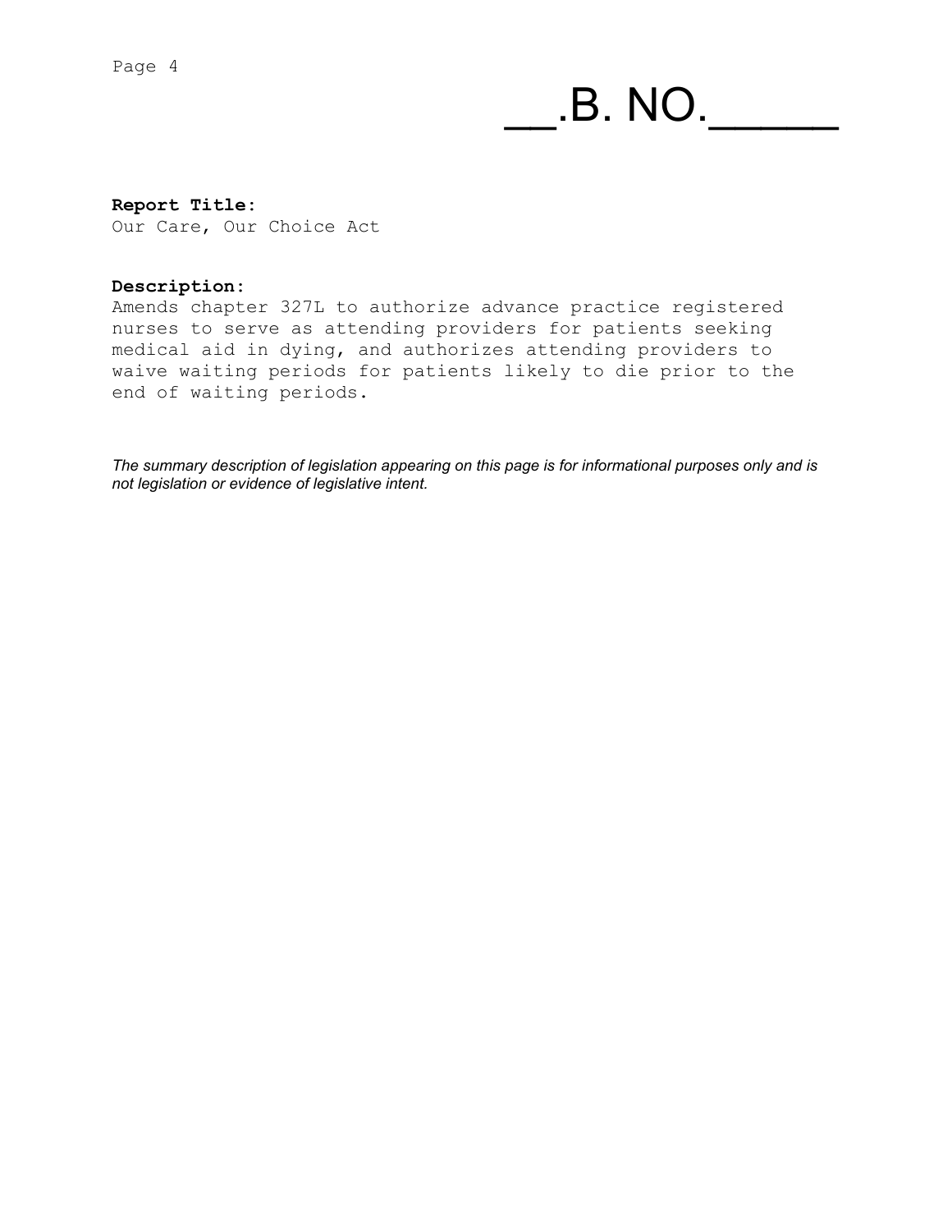# \_\_.B. NO.\_\_\_\_\_

**Report Title:**
Our Care, Our Choice Act

**Description:**
Amends chapter 327L to authorize advance practice registered nurses to serve as attending providers for patients seeking medical aid in dying, and authorizes attending providers to waive waiting periods for patients likely to die prior to the end of waiting periods.

*The summary description of legislation appearing on this page is for informational purposes only and is not legislation or evidence of legislative intent.*